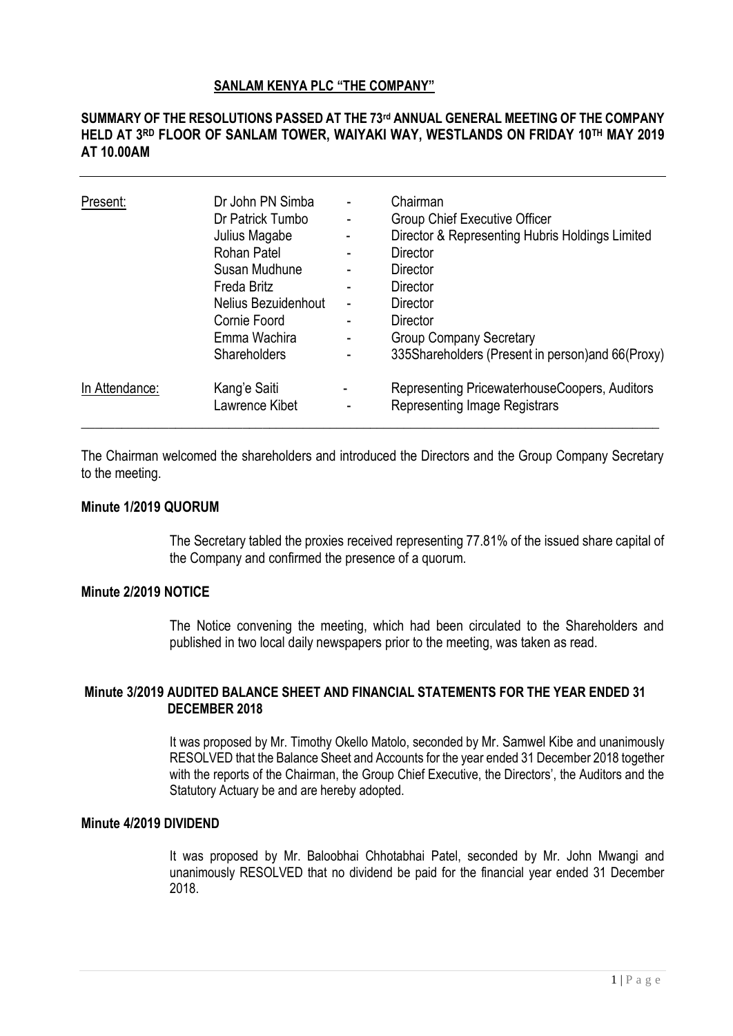# SANLAM KENYA PLC "THE COMPANY"

## SUMMARY OF THE RESOLUTIONS PASSED AT THE 73rd ANNUAL GENERAL MEETING OF THE COMPANY HELD AT 3RD FLOOR OF SANLAM TOWER, WAIYAKI WAY, WESTLANDS ON FRIDAY 10TH MAY 2019 AT 10.00AM

| | | | |
|---|---|---|---|
| Present: | Dr John PN Simba | - | Chairman |
| | Dr Patrick Tumbo | - | Group Chief Executive Officer |
| | Julius Magabe | - | Director & Representing Hubris Holdings Limited |
| | Rohan Patel | - | Director |
| | Susan Mudhune | - | Director |
| | Freda Britz | - | Director |
| | Nelius Bezuidenhout | - | Director |
| | Cornie Foord | - | Director |
| | Emma Wachira | - | Group Company Secretary |
| | Shareholders | - | 335Shareholders (Present in person)and 66(Proxy) |
| In Attendance: | Kang'e Saiti | - | Representing PricewaterhouseCoopers, Auditors |
| | Lawrence Kibet | - | Representing Image Registrars |

The Chairman welcomed the shareholders and introduced the Directors and the Group Company Secretary to the meeting.

### Minute 1/2019 QUORUM

The Secretary tabled the proxies received representing 77.81% of the issued share capital of the Company and confirmed the presence of a quorum.

### Minute 2/2019 NOTICE

The Notice convening the meeting, which had been circulated to the Shareholders and published in two local daily newspapers prior to the meeting, was taken as read.

### Minute 3/2019 AUDITED BALANCE SHEET AND FINANCIAL STATEMENTS FOR THE YEAR ENDED 31 DECEMBER 2018

It was proposed by Mr. Timothy Okello Matolo, seconded by Mr. Samwel Kibe and unanimously RESOLVED that the Balance Sheet and Accounts for the year ended 31 December 2018 together with the reports of the Chairman, the Group Chief Executive, the Directors', the Auditors and the Statutory Actuary be and are hereby adopted.

### Minute 4/2019 DIVIDEND

It was proposed by Mr. Baloobhai Chhotabhai Patel, seconded by Mr. John Mwangi and unanimously RESOLVED that no dividend be paid for the financial year ended 31 December 2018.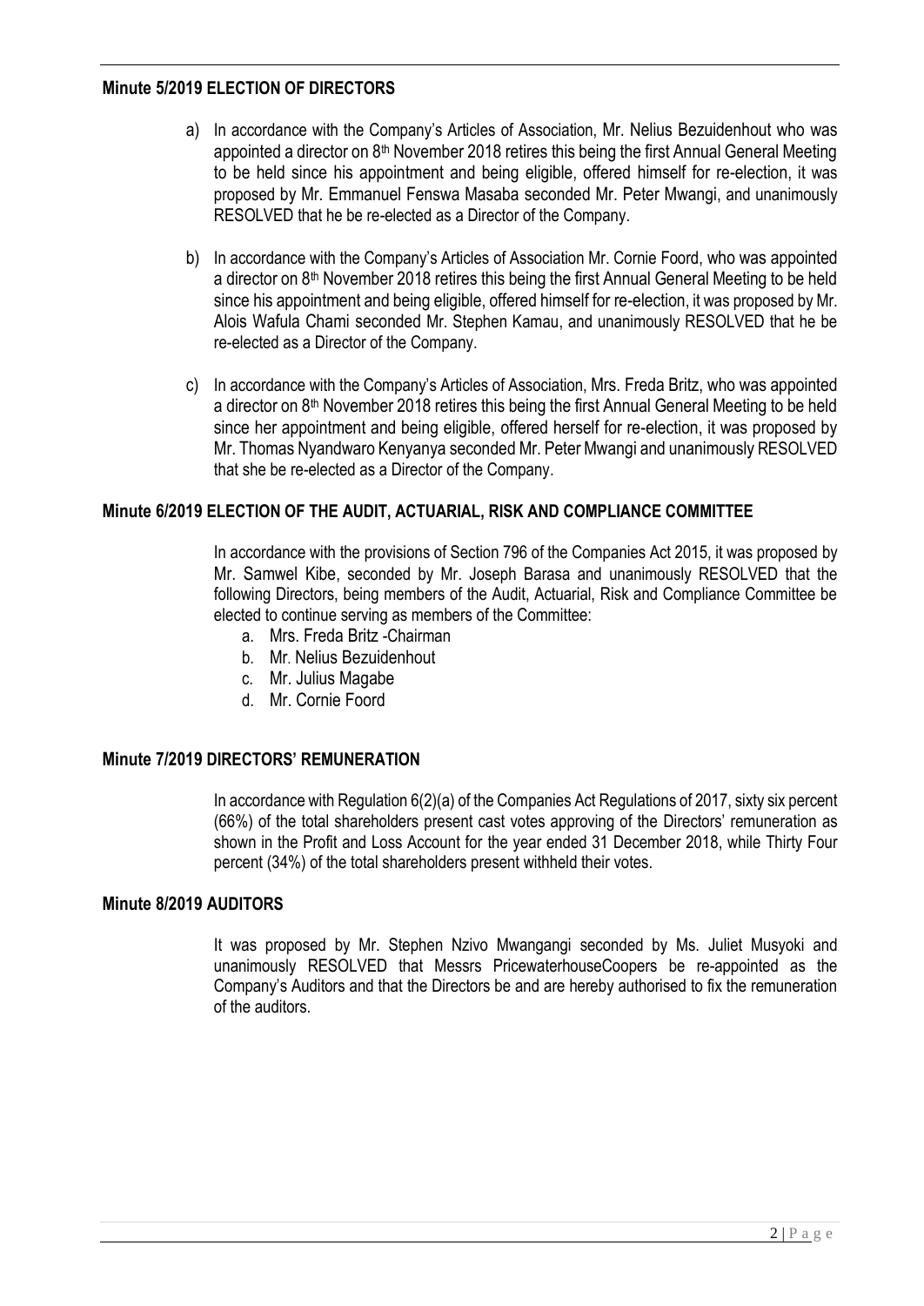**Minute 5/2019 ELECTION OF DIRECTORS**

a) In accordance with the Company's Articles of Association, Mr. Nelius Bezuidenhout who was appointed a director on 8th November 2018 retires this being the first Annual General Meeting to be held since his appointment and being eligible, offered himself for re-election, it was proposed by Mr. Emmanuel Fenswa Masaba seconded Mr. Peter Mwangi, and unanimously RESOLVED that he be re-elected as a Director of the Company.

b) In accordance with the Company's Articles of Association Mr. Cornie Foord, who was appointed a director on 8th November 2018 retires this being the first Annual General Meeting to be held since his appointment and being eligible, offered himself for re-election, it was proposed by Mr. Alois Wafula Chami seconded Mr. Stephen Kamau, and unanimously RESOLVED that he be re-elected as a Director of the Company.

c) In accordance with the Company's Articles of Association, Mrs. Freda Britz, who was appointed a director on 8th November 2018 retires this being the first Annual General Meeting to be held since her appointment and being eligible, offered herself for re-election, it was proposed by Mr. Thomas Nyandwaro Kenyanya seconded Mr. Peter Mwangi and unanimously RESOLVED that she be re-elected as a Director of the Company.

**Minute 6/2019 ELECTION OF THE AUDIT, ACTUARIAL, RISK AND COMPLIANCE COMMITTEE**

In accordance with the provisions of Section 796 of the Companies Act 2015, it was proposed by Mr. Samwel Kibe, seconded by Mr. Joseph Barasa and unanimously RESOLVED that the following Directors, being members of the Audit, Actuarial, Risk and Compliance Committee be elected to continue serving as members of the Committee:

a. Mrs. Freda Britz -Chairman
b. Mr. Nelius Bezuidenhout
c. Mr. Julius Magabe
d. Mr. Cornie Foord

**Minute 7/2019 DIRECTORS' REMUNERATION**

In accordance with Regulation 6(2)(a) of the Companies Act Regulations of 2017, sixty six percent (66%) of the total shareholders present cast votes approving of the Directors' remuneration as shown in the Profit and Loss Account for the year ended 31 December 2018, while Thirty Four percent (34%) of the total shareholders present withheld their votes.

**Minute 8/2019 AUDITORS**

It was proposed by Mr. Stephen Nzivo Mwangangi seconded by Ms. Juliet Musyoki and unanimously RESOLVED that Messrs PricewaterhouseCoopers be re-appointed as the Company's Auditors and that the Directors be and are hereby authorised to fix the remuneration of the auditors.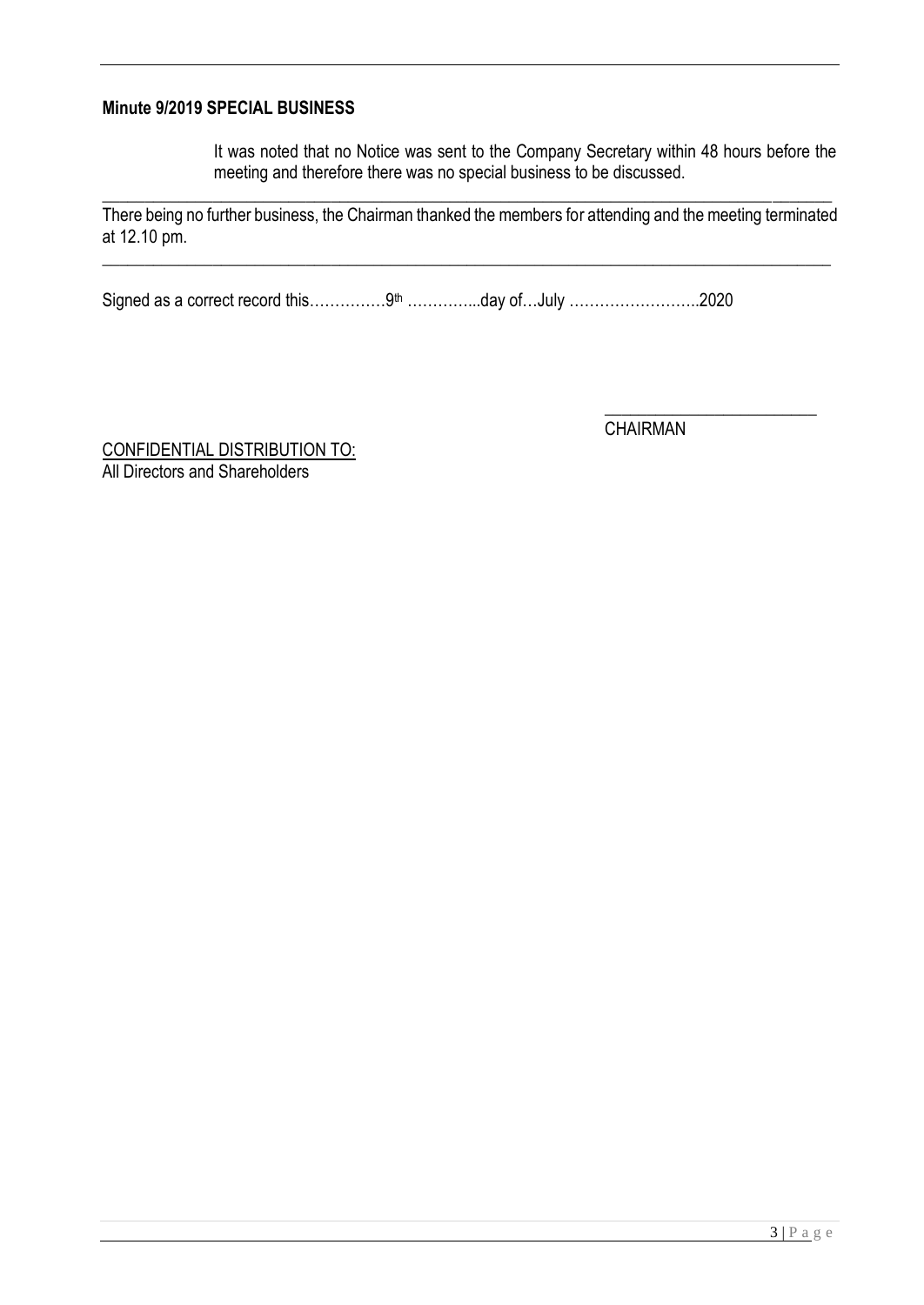**Minute 9/2019 SPECIAL BUSINESS**

It was noted that no Notice was sent to the Company Secretary within 48 hours before the meeting and therefore there was no special business to be discussed.

---

There being no further business, the Chairman thanked the members for attending and the meeting terminated at 12.10 pm.

---

Signed as a correct record this……………9th …………...day of…July ……………………..2020

\_\_\_\_\_\_\_\_\_\_\_\_\_\_\_\_\_\_\_\_\_\_\_\_\_\_

CHAIRMAN

CONFIDENTIAL DISTRIBUTION TO:

All Directors and Shareholders